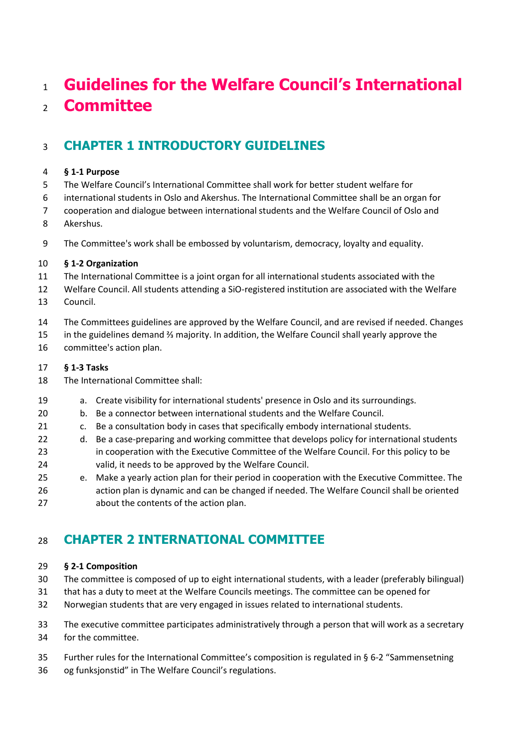# Guidelines for the Welfare Council's International Committee

## CHAPTER 1 INTRODUCTORY GUIDELINES

**§ 1-1 Purpose**

The Welfare Council's International Committee shall work for better student welfare for international students in Oslo and Akershus. The International Committee shall be an organ for cooperation and dialogue between international students and the Welfare Council of Oslo and Akershus.

The Committee's work shall be embossed by voluntarism, democracy, loyalty and equality.

**§ 1-2 Organization**

The International Committee is a joint organ for all international students associated with the Welfare Council. All students attending a SiO-registered institution are associated with the Welfare Council.

The Committees guidelines are approved by the Welfare Council, and are revised if needed. Changes in the guidelines demand ⅔ majority. In addition, the Welfare Council shall yearly approve the committee's action plan.

**§ 1-3 Tasks**

The International Committee shall:

a. Create visibility for international students' presence in Oslo and its surroundings.
b. Be a connector between international students and the Welfare Council.
c. Be a consultation body in cases that specifically embody international students.
d. Be a case-preparing and working committee that develops policy for international students in cooperation with the Executive Committee of the Welfare Council. For this policy to be valid, it needs to be approved by the Welfare Council.
e. Make a yearly action plan for their period in cooperation with the Executive Committee. The action plan is dynamic and can be changed if needed. The Welfare Council shall be oriented about the contents of the action plan.

## CHAPTER 2 INTERNATIONAL COMMITTEE

**§ 2-1 Composition**

The committee is composed of up to eight international students, with a leader (preferably bilingual) that has a duty to meet at the Welfare Councils meetings. The committee can be opened for Norwegian students that are very engaged in issues related to international students.

The executive committee participates administratively through a person that will work as a secretary for the committee.

Further rules for the International Committee's composition is regulated in § 6-2 "Sammensetning og funksjonstid" in The Welfare Council's regulations.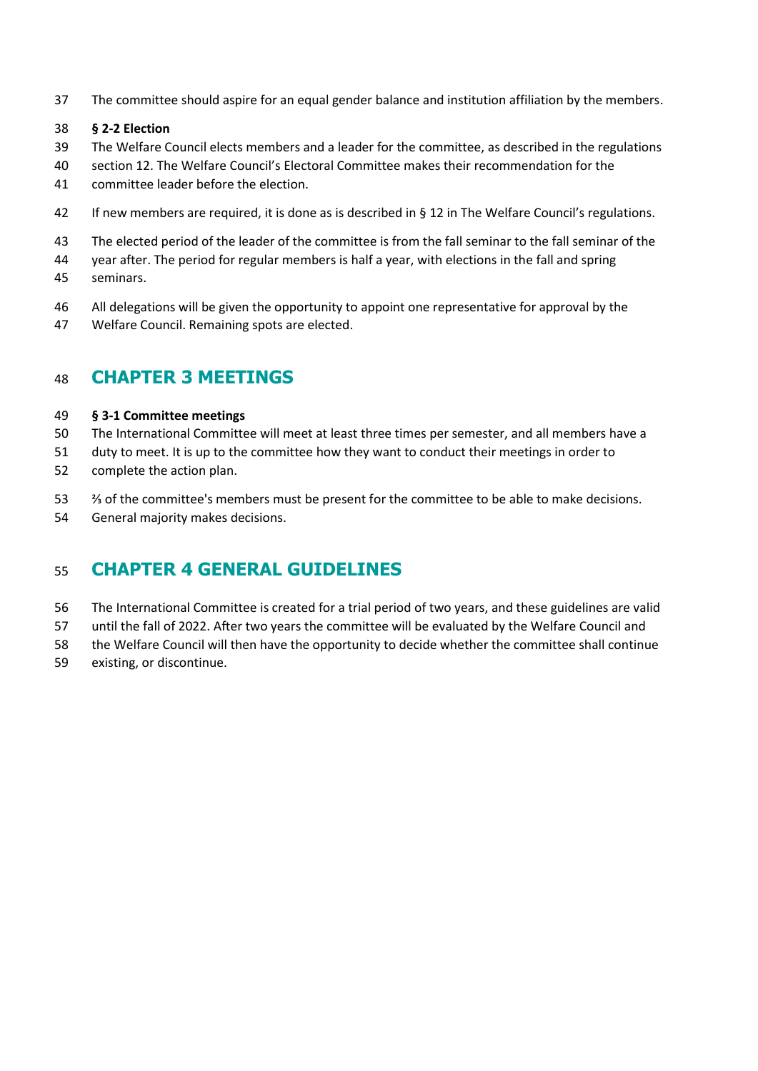The committee should aspire for an equal gender balance and institution affiliation by the members.

**§ 2-2 Election**

The Welfare Council elects members and a leader for the committee, as described in the regulations section 12. The Welfare Council's Electoral Committee makes their recommendation for the committee leader before the election.

If new members are required, it is done as is described in § 12 in The Welfare Council's regulations.

The elected period of the leader of the committee is from the fall seminar to the fall seminar of the year after. The period for regular members is half a year, with elections in the fall and spring seminars.

All delegations will be given the opportunity to appoint one representative for approval by the Welfare Council. Remaining spots are elected.

## CHAPTER 3 MEETINGS

**§ 3-1 Committee meetings**

The International Committee will meet at least three times per semester, and all members have a duty to meet. It is up to the committee how they want to conduct their meetings in order to complete the action plan.

⅔ of the committee's members must be present for the committee to be able to make decisions. General majority makes decisions.

## CHAPTER 4 GENERAL GUIDELINES

The International Committee is created for a trial period of two years, and these guidelines are valid until the fall of 2022. After two years the committee will be evaluated by the Welfare Council and the Welfare Council will then have the opportunity to decide whether the committee shall continue existing, or discontinue.